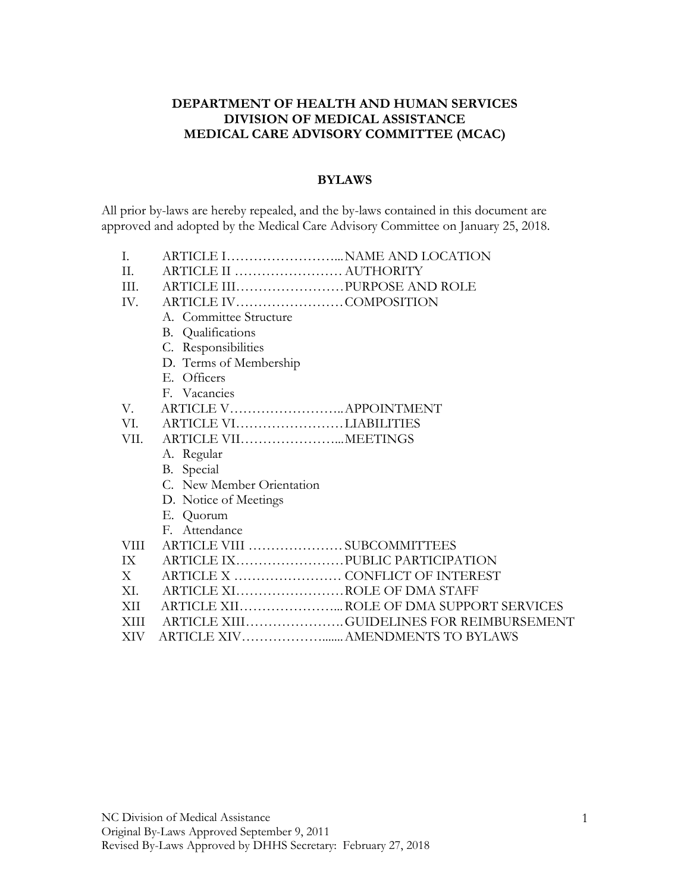**DEPARTMENT OF HEALTH AND HUMAN SERVICES**
**DIVISION OF MEDICAL ASSISTANCE**
**MEDICAL CARE ADVISORY COMMITTEE (MCAC)**

**BYLAWS**

All prior by-laws are hereby repealed, and the by-laws contained in this document are approved and adopted by the Medical Care Advisory Committee on January 25, 2018.

- I. ARTICLE I……………………...NAME AND LOCATION
- II. ARTICLE II …………………… AUTHORITY
- III. ARTICLE III……………………PURPOSE AND ROLE
- IV. ARTICLE IV……………………COMPOSITION
  - A. Committee Structure
  - B. Qualifications
  - C. Responsibilities
  - D. Terms of Membership
  - E. Officers
  - F. Vacancies
- V. ARTICLE V……………………..APPOINTMENT
- VI. ARTICLE VI……………………LIABILITIES
- VII. ARTICLE VII…………………...MEETINGS
  - A. Regular
  - B. Special
  - C. New Member Orientation
  - D. Notice of Meetings
  - E. Quorum
  - F. Attendance
- VIII ARTICLE VIII …………………SUBCOMMITTEES
- IX ARTICLE IX……………………PUBLIC PARTICIPATION
- X ARTICLE X …………………… CONFLICT OF INTEREST
- XI. ARTICLE XI……………………ROLE OF DMA STAFF
- XII ARTICLE XII…………………...ROLE OF DMA SUPPORT SERVICES
- XIII ARTICLE XIII………………….GUIDELINES FOR REIMBURSEMENT
- XIV ARTICLE XIV……………….......AMENDMENTS TO BYLAWS

NC Division of Medical Assistance
Original By-Laws Approved September 9, 2011
Revised By-Laws Approved by DHHS Secretary: February 27, 2018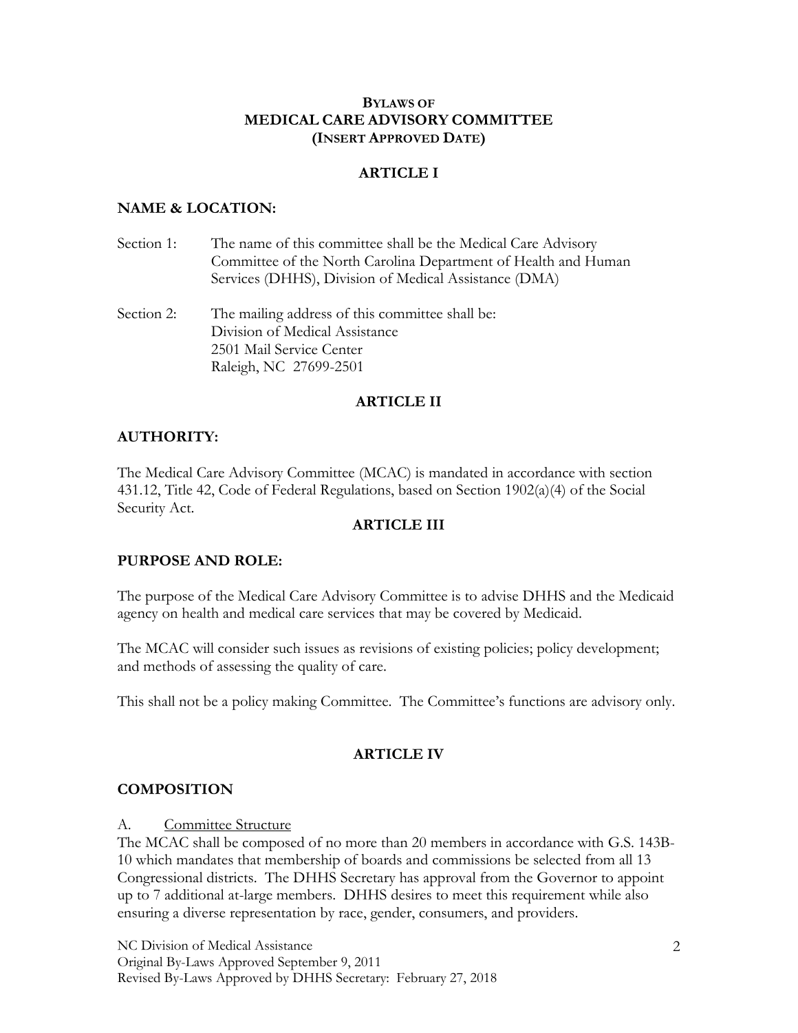**BYLAWS OF**
**MEDICAL CARE ADVISORY COMMITTEE**
**(INSERT APPROVED DATE)**

## ARTICLE I

### NAME & LOCATION:

Section 1: The name of this committee shall be the Medical Care Advisory Committee of the North Carolina Department of Health and Human Services (DHHS), Division of Medical Assistance (DMA)

Section 2: The mailing address of this committee shall be:
Division of Medical Assistance
2501 Mail Service Center
Raleigh, NC 27699-2501

## ARTICLE II

### AUTHORITY:

The Medical Care Advisory Committee (MCAC) is mandated in accordance with section 431.12, Title 42, Code of Federal Regulations, based on Section 1902(a)(4) of the Social Security Act.

## ARTICLE III

### PURPOSE AND ROLE:

The purpose of the Medical Care Advisory Committee is to advise DHHS and the Medicaid agency on health and medical care services that may be covered by Medicaid.

The MCAC will consider such issues as revisions of existing policies; policy development; and methods of assessing the quality of care.

This shall not be a policy making Committee. The Committee's functions are advisory only.

## ARTICLE IV

### COMPOSITION

A. Committee Structure

The MCAC shall be composed of no more than 20 members in accordance with G.S. 143B-10 which mandates that membership of boards and commissions be selected from all 13 Congressional districts. The DHHS Secretary has approval from the Governor to appoint up to 7 additional at-large members. DHHS desires to meet this requirement while also ensuring a diverse representation by race, gender, consumers, and providers.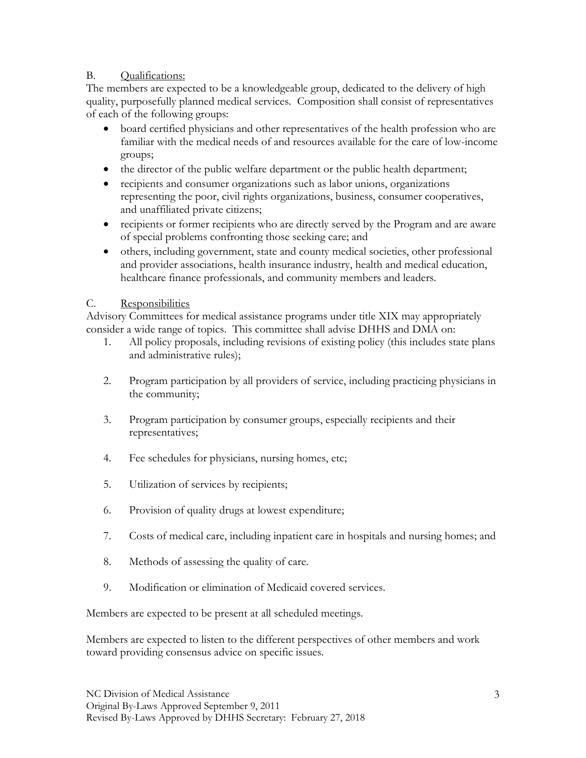B. <u>Qualifications:</u>

The members are expected to be a knowledgeable group, dedicated to the delivery of high quality, purposefully planned medical services. Composition shall consist of representatives of each of the following groups:

- board certified physicians and other representatives of the health profession who are familiar with the medical needs of and resources available for the care of low-income groups;
- the director of the public welfare department or the public health department;
- recipients and consumer organizations such as labor unions, organizations representing the poor, civil rights organizations, business, consumer cooperatives, and unaffiliated private citizens;
- recipients or former recipients who are directly served by the Program and are aware of special problems confronting those seeking care; and
- others, including government, state and county medical societies, other professional and provider associations, health insurance industry, health and medical education, healthcare finance professionals, and community members and leaders.

C. <u>Responsibilities</u>

Advisory Committees for medical assistance programs under title XIX may appropriately consider a wide range of topics. This committee shall advise DHHS and DMA on:

1. All policy proposals, including revisions of existing policy (this includes state plans and administrative rules);
2. Program participation by all providers of service, including practicing physicians in the community;
3. Program participation by consumer groups, especially recipients and their representatives;
4. Fee schedules for physicians, nursing homes, etc;
5. Utilization of services by recipients;
6. Provision of quality drugs at lowest expenditure;
7. Costs of medical care, including inpatient care in hospitals and nursing homes; and
8. Methods of assessing the quality of care.
9. Modification or elimination of Medicaid covered services.

Members are expected to be present at all scheduled meetings.

Members are expected to listen to the different perspectives of other members and work toward providing consensus advice on specific issues.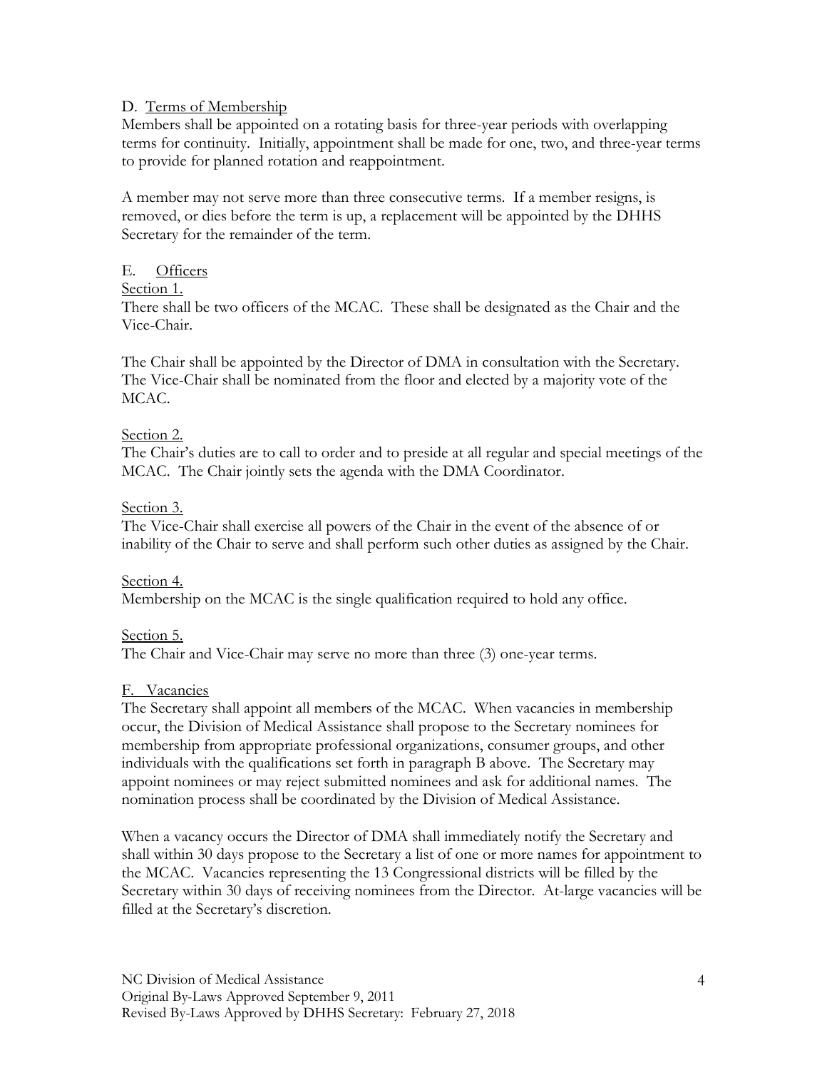## D. Terms of Membership

Members shall be appointed on a rotating basis for three-year periods with overlapping terms for continuity. Initially, appointment shall be made for one, two, and three-year terms to provide for planned rotation and reappointment.

A member may not serve more than three consecutive terms. If a member resigns, is removed, or dies before the term is up, a replacement will be appointed by the DHHS Secretary for the remainder of the term.

## E. Officers

### Section 1.

There shall be two officers of the MCAC. These shall be designated as the Chair and the Vice-Chair.

The Chair shall be appointed by the Director of DMA in consultation with the Secretary. The Vice-Chair shall be nominated from the floor and elected by a majority vote of the MCAC.

### Section 2.

The Chair's duties are to call to order and to preside at all regular and special meetings of the MCAC. The Chair jointly sets the agenda with the DMA Coordinator.

### Section 3.

The Vice-Chair shall exercise all powers of the Chair in the event of the absence of or inability of the Chair to serve and shall perform such other duties as assigned by the Chair.

### Section 4.

Membership on the MCAC is the single qualification required to hold any office.

### Section 5.

The Chair and Vice-Chair may serve no more than three (3) one-year terms.

## F. Vacancies

The Secretary shall appoint all members of the MCAC. When vacancies in membership occur, the Division of Medical Assistance shall propose to the Secretary nominees for membership from appropriate professional organizations, consumer groups, and other individuals with the qualifications set forth in paragraph B above. The Secretary may appoint nominees or may reject submitted nominees and ask for additional names. The nomination process shall be coordinated by the Division of Medical Assistance.

When a vacancy occurs the Director of DMA shall immediately notify the Secretary and shall within 30 days propose to the Secretary a list of one or more names for appointment to the MCAC. Vacancies representing the 13 Congressional districts will be filled by the Secretary within 30 days of receiving nominees from the Director. At-large vacancies will be filled at the Secretary's discretion.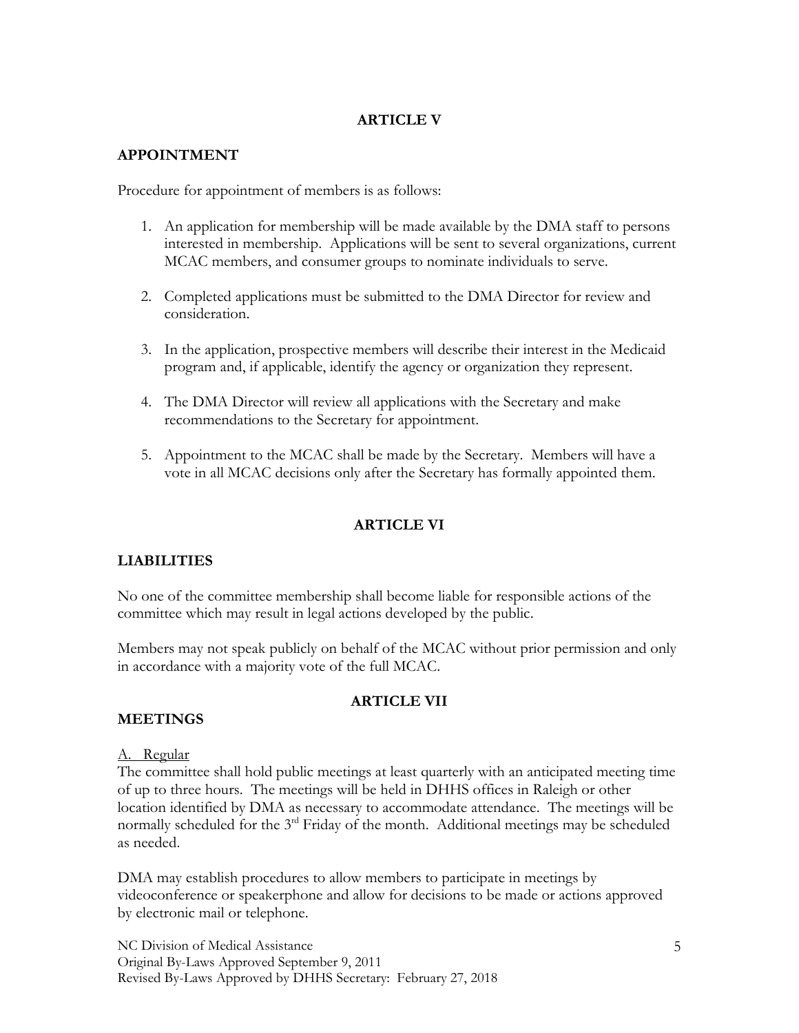## ARTICLE V

### APPOINTMENT

Procedure for appointment of members is as follows:

1. An application for membership will be made available by the DMA staff to persons interested in membership. Applications will be sent to several organizations, current MCAC members, and consumer groups to nominate individuals to serve.

2. Completed applications must be submitted to the DMA Director for review and consideration.

3. In the application, prospective members will describe their interest in the Medicaid program and, if applicable, identify the agency or organization they represent.

4. The DMA Director will review all applications with the Secretary and make recommendations to the Secretary for appointment.

5. Appointment to the MCAC shall be made by the Secretary. Members will have a vote in all MCAC decisions only after the Secretary has formally appointed them.

## ARTICLE VI

### LIABILITIES

No one of the committee membership shall become liable for responsible actions of the committee which may result in legal actions developed by the public.

Members may not speak publicly on behalf of the MCAC without prior permission and only in accordance with a majority vote of the full MCAC.

## ARTICLE VII

### MEETINGS

A. Regular

The committee shall hold public meetings at least quarterly with an anticipated meeting time of up to three hours. The meetings will be held in DHHS offices in Raleigh or other location identified by DMA as necessary to accommodate attendance. The meetings will be normally scheduled for the 3rd Friday of the month. Additional meetings may be scheduled as needed.

DMA may establish procedures to allow members to participate in meetings by videoconference or speakerphone and allow for decisions to be made or actions approved by electronic mail or telephone.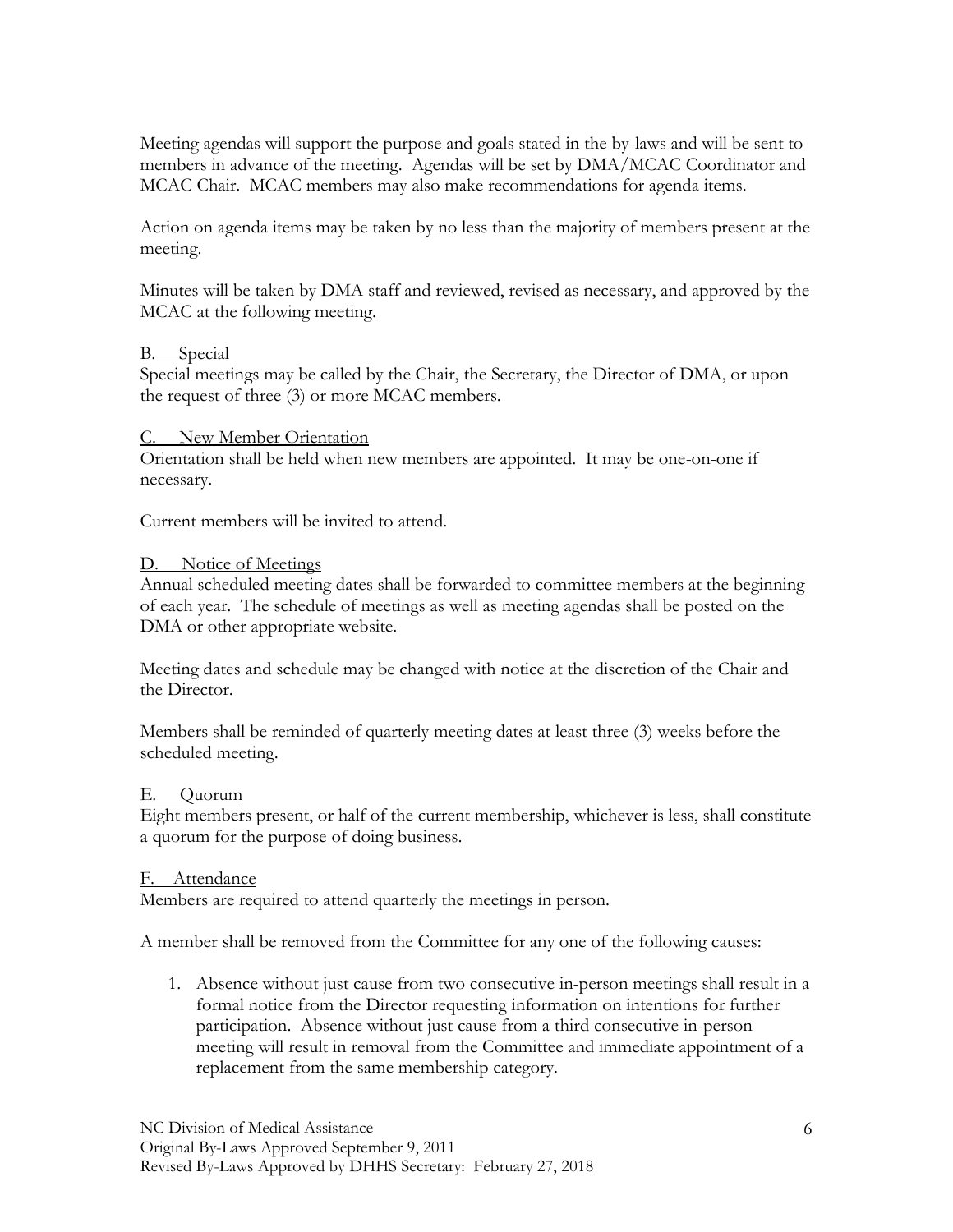Meeting agendas will support the purpose and goals stated in the by-laws and will be sent to members in advance of the meeting. Agendas will be set by DMA/MCAC Coordinator and MCAC Chair. MCAC members may also make recommendations for agenda items.

Action on agenda items may be taken by no less than the majority of members present at the meeting.

Minutes will be taken by DMA staff and reviewed, revised as necessary, and approved by the MCAC at the following meeting.

B. Special

Special meetings may be called by the Chair, the Secretary, the Director of DMA, or upon the request of three (3) or more MCAC members.

C. New Member Orientation

Orientation shall be held when new members are appointed. It may be one-on-one if necessary.

Current members will be invited to attend.

D. Notice of Meetings

Annual scheduled meeting dates shall be forwarded to committee members at the beginning of each year. The schedule of meetings as well as meeting agendas shall be posted on the DMA or other appropriate website.

Meeting dates and schedule may be changed with notice at the discretion of the Chair and the Director.

Members shall be reminded of quarterly meeting dates at least three (3) weeks before the scheduled meeting.

E. Quorum

Eight members present, or half of the current membership, whichever is less, shall constitute a quorum for the purpose of doing business.

F. Attendance

Members are required to attend quarterly the meetings in person.

A member shall be removed from the Committee for any one of the following causes:

1. Absence without just cause from two consecutive in-person meetings shall result in a formal notice from the Director requesting information on intentions for further participation. Absence without just cause from a third consecutive in-person meeting will result in removal from the Committee and immediate appointment of a replacement from the same membership category.

NC Division of Medical Assistance
Original By-Laws Approved September 9, 2011
Revised By-Laws Approved by DHHS Secretary: February 27, 2018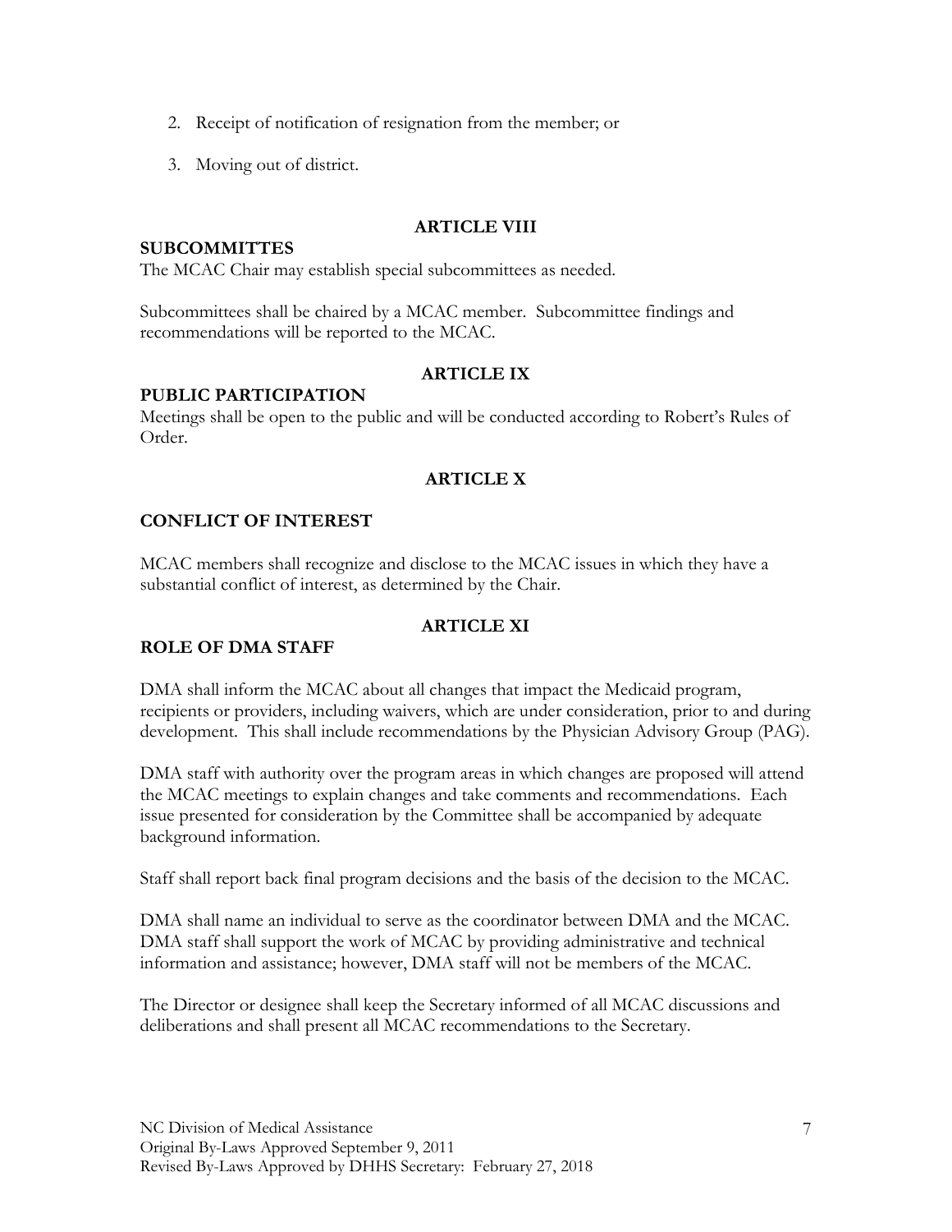2. Receipt of notification of resignation from the member; or

3. Moving out of district.

**ARTICLE VIII**

**SUBCOMMITTES**

The MCAC Chair may establish special subcommittees as needed.

Subcommittees shall be chaired by a MCAC member. Subcommittee findings and recommendations will be reported to the MCAC.

**ARTICLE IX**

**PUBLIC PARTICIPATION**

Meetings shall be open to the public and will be conducted according to Robert's Rules of Order.

**ARTICLE X**

**CONFLICT OF INTEREST**

MCAC members shall recognize and disclose to the MCAC issues in which they have a substantial conflict of interest, as determined by the Chair.

**ARTICLE XI**

**ROLE OF DMA STAFF**

DMA shall inform the MCAC about all changes that impact the Medicaid program, recipients or providers, including waivers, which are under consideration, prior to and during development. This shall include recommendations by the Physician Advisory Group (PAG).

DMA staff with authority over the program areas in which changes are proposed will attend the MCAC meetings to explain changes and take comments and recommendations. Each issue presented for consideration by the Committee shall be accompanied by adequate background information.

Staff shall report back final program decisions and the basis of the decision to the MCAC.

DMA shall name an individual to serve as the coordinator between DMA and the MCAC. DMA staff shall support the work of MCAC by providing administrative and technical information and assistance; however, DMA staff will not be members of the MCAC.

The Director or designee shall keep the Secretary informed of all MCAC discussions and deliberations and shall present all MCAC recommendations to the Secretary.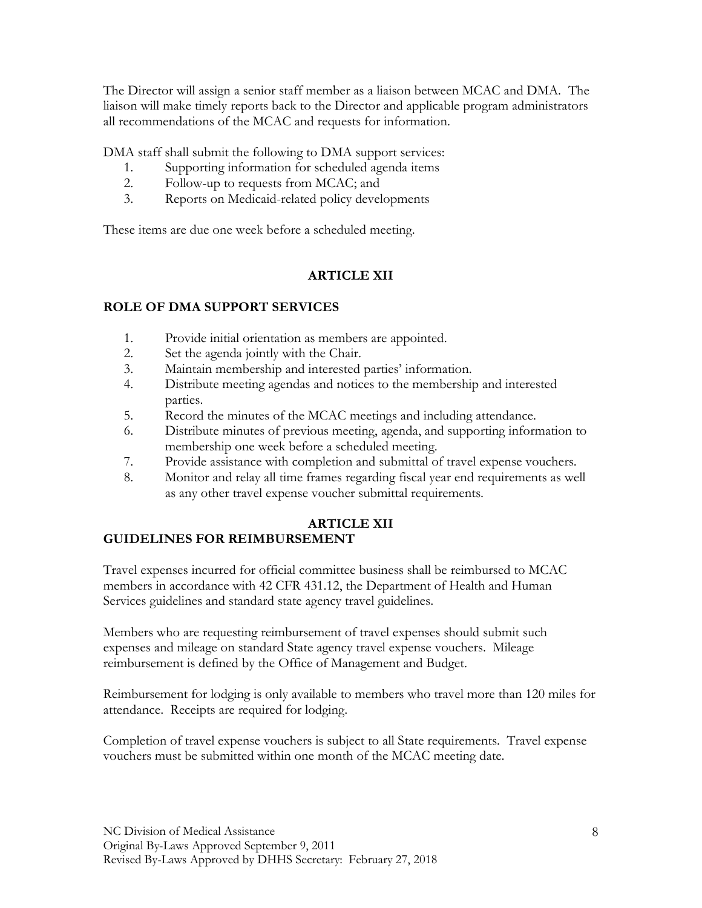The Director will assign a senior staff member as a liaison between MCAC and DMA. The liaison will make timely reports back to the Director and applicable program administrators all recommendations of the MCAC and requests for information.

DMA staff shall submit the following to DMA support services:

1. Supporting information for scheduled agenda items
2. Follow-up to requests from MCAC; and
3. Reports on Medicaid-related policy developments

These items are due one week before a scheduled meeting.

## ARTICLE XII

## ROLE OF DMA SUPPORT SERVICES

1. Provide initial orientation as members are appointed.
2. Set the agenda jointly with the Chair.
3. Maintain membership and interested parties' information.
4. Distribute meeting agendas and notices to the membership and interested parties.
5. Record the minutes of the MCAC meetings and including attendance.
6. Distribute minutes of previous meeting, agenda, and supporting information to membership one week before a scheduled meeting.
7. Provide assistance with completion and submittal of travel expense vouchers.
8. Monitor and relay all time frames regarding fiscal year end requirements as well as any other travel expense voucher submittal requirements.

## ARTICLE XII

## GUIDELINES FOR REIMBURSEMENT

Travel expenses incurred for official committee business shall be reimbursed to MCAC members in accordance with 42 CFR 431.12, the Department of Health and Human Services guidelines and standard state agency travel guidelines.

Members who are requesting reimbursement of travel expenses should submit such expenses and mileage on standard State agency travel expense vouchers. Mileage reimbursement is defined by the Office of Management and Budget.

Reimbursement for lodging is only available to members who travel more than 120 miles for attendance. Receipts are required for lodging.

Completion of travel expense vouchers is subject to all State requirements. Travel expense vouchers must be submitted within one month of the MCAC meeting date.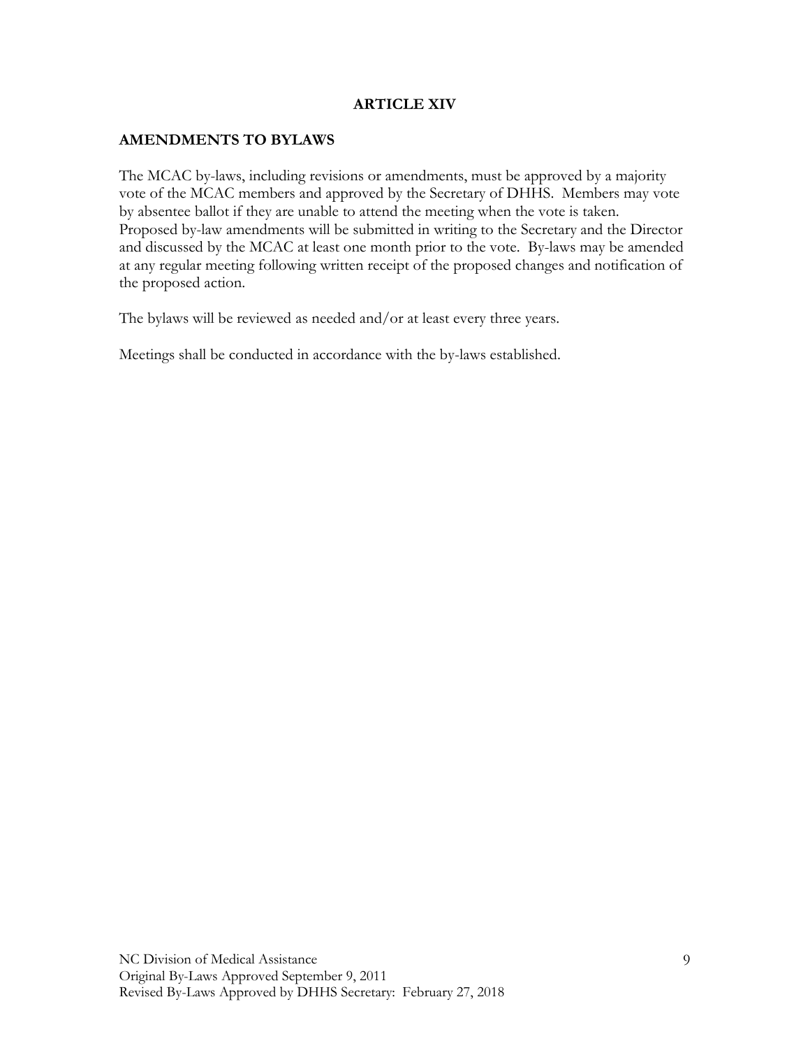## ARTICLE XIV

**AMENDMENTS TO BYLAWS**

The MCAC by-laws, including revisions or amendments, must be approved by a majority vote of the MCAC members and approved by the Secretary of DHHS. Members may vote by absentee ballot if they are unable to attend the meeting when the vote is taken. Proposed by-law amendments will be submitted in writing to the Secretary and the Director and discussed by the MCAC at least one month prior to the vote. By-laws may be amended at any regular meeting following written receipt of the proposed changes and notification of the proposed action.

The bylaws will be reviewed as needed and/or at least every three years.

Meetings shall be conducted in accordance with the by-laws established.